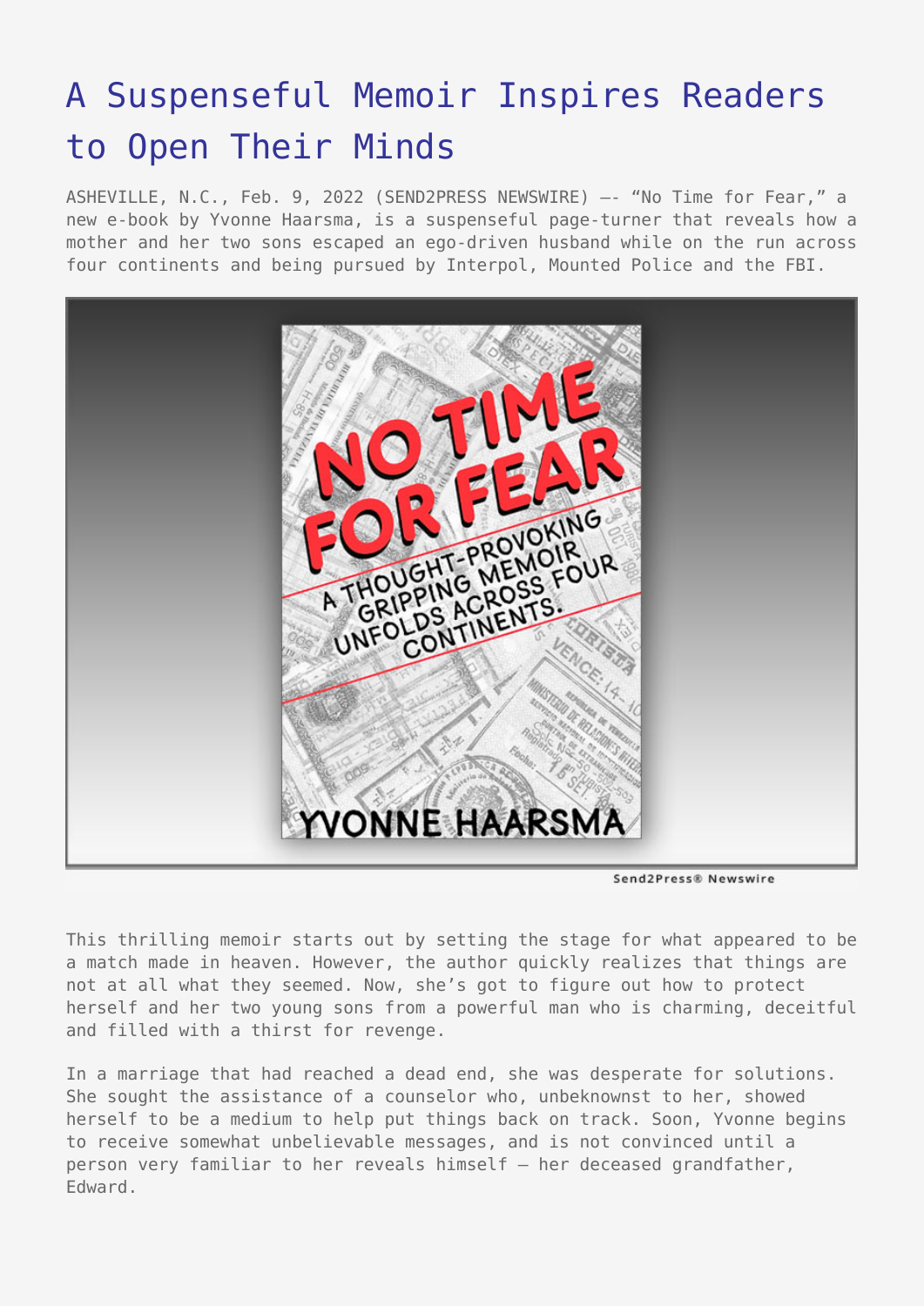# A Suspenseful Memoir Inspires Readers to Open Their Minds

ASHEVILLE, N.C., Feb. 9, 2022 (SEND2PRESS NEWSWIRE) —- "No Time for Fear," a new e-book by Yvonne Haarsma, is a suspenseful page-turner that reveals how a mother and her two sons escaped an ego-driven husband while on the run across four continents and being pursued by Interpol, Mounted Police and the FBI.

This thrilling memoir starts out by setting the stage for what appeared to be a match made in heaven. However, the author quickly realizes that things are not at all what they seemed. Now, she's got to figure out how to protect herself and her two young sons from a powerful man who is charming, deceitful and filled with a thirst for revenge.

In a marriage that had reached a dead end, she was desperate for solutions. She sought the assistance of a counselor who, unbeknownst to her, showed herself to be a medium to help put things back on track. Soon, Yvonne begins to receive somewhat unbelievable messages, and is not convinced until a person very familiar to her reveals himself – her deceased grandfather, Edward.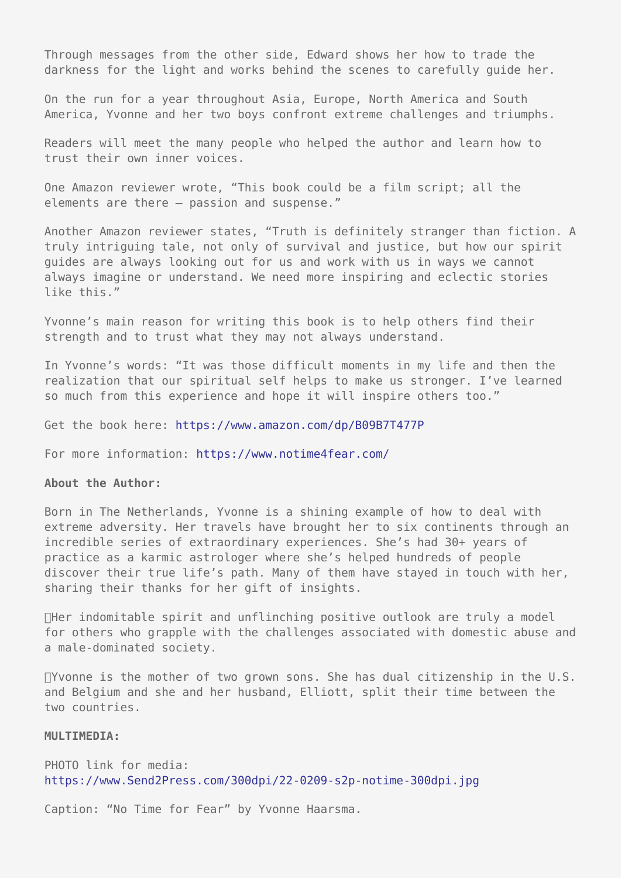Through messages from the other side, Edward shows her how to trade the darkness for the light and works behind the scenes to carefully guide her.

On the run for a year throughout Asia, Europe, North America and South America, Yvonne and her two boys confront extreme challenges and triumphs.

Readers will meet the many people who helped the author and learn how to trust their own inner voices.

One Amazon reviewer wrote, "This book could be a film script; all the elements are there – passion and suspense."

Another Amazon reviewer states, "Truth is definitely stranger than fiction. A truly intriguing tale, not only of survival and justice, but how our spirit guides are always looking out for us and work with us in ways we cannot always imagine or understand. We need more inspiring and eclectic stories like this."

Yvonne's main reason for writing this book is to help others find their strength and to trust what they may not always understand.

In Yvonne's words: "It was those difficult moments in my life and then the realization that our spiritual self helps to make us stronger. I've learned so much from this experience and hope it will inspire others too."

Get the book here: https://www.amazon.com/dp/B09B7T477P

For more information: https://www.notime4fear.com/

**About the Author:**

Born in The Netherlands, Yvonne is a shining example of how to deal with extreme adversity. Her travels have brought her to six continents through an incredible series of extraordinary experiences. She's had 30+ years of practice as a karmic astrologer where she's helped hundreds of people discover their true life's path. Many of them have stayed in touch with her, sharing their thanks for her gift of insights.

Her indomitable spirit and unflinching positive outlook are truly a model for others who grapple with the challenges associated with domestic abuse and a male-dominated society.

Yvonne is the mother of two grown sons. She has dual citizenship in the U.S. and Belgium and she and her husband, Elliott, split their time between the two countries.

**MULTIMEDIA:**

PHOTO link for media: https://www.Send2Press.com/300dpi/22-0209-s2p-notime-300dpi.jpg

Caption: "No Time for Fear" by Yvonne Haarsma.